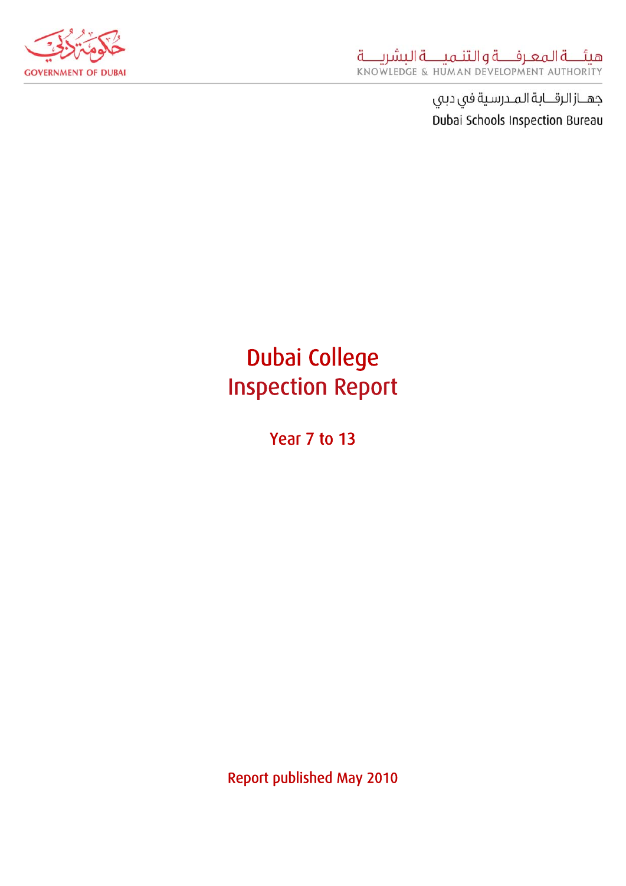GOVERNMENT OF DUBAI

هيئــة المعـرفـــة والتنـميـــة البشريـــة
KNOWLEDGE & HUMAN DEVELOPMENT AUTHORITY

جهــاز الرقــابة المـدرسية في دبي
Dubai Schools Inspection Bureau

# Dubai College
# Inspection Report

## Year 7 to 13

Report published May 2010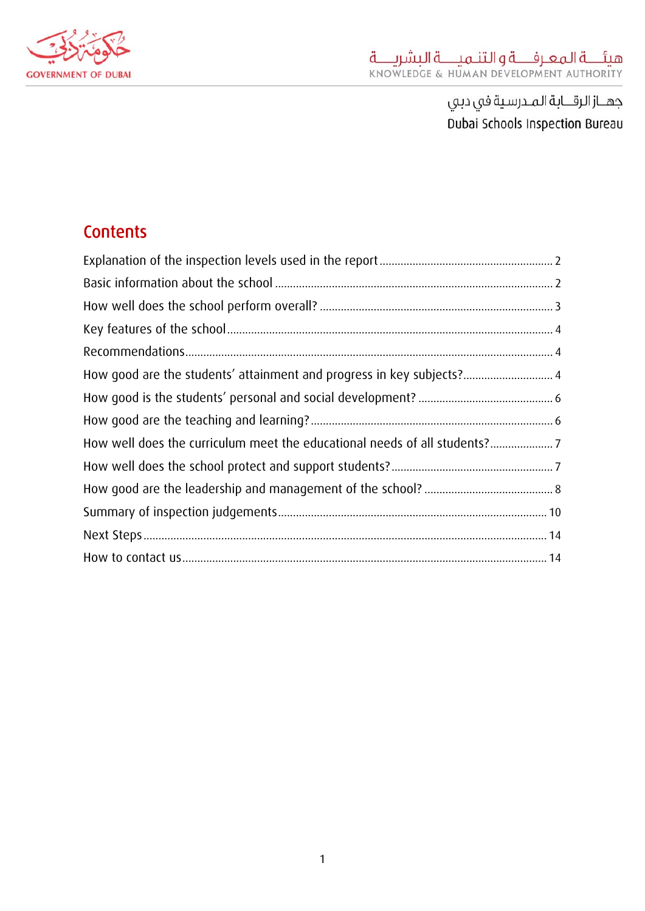## Contents

Explanation of the inspection levels used in the report ........ 2

Basic information about the school ........ 2

How well does the school perform overall? ........ 3

Key features of the school ........ 4

Recommendations ........ 4

How good are the students' attainment and progress in key subjects? ........ 4

How good is the students' personal and social development? ........ 6

How good are the teaching and learning? ........ 6

How well does the curriculum meet the educational needs of all students? ........ 7

How well does the school protect and support students? ........ 7

How good are the leadership and management of the school? ........ 8

Summary of inspection judgements ........ 10

Next Steps ........ 14

How to contact us ........ 14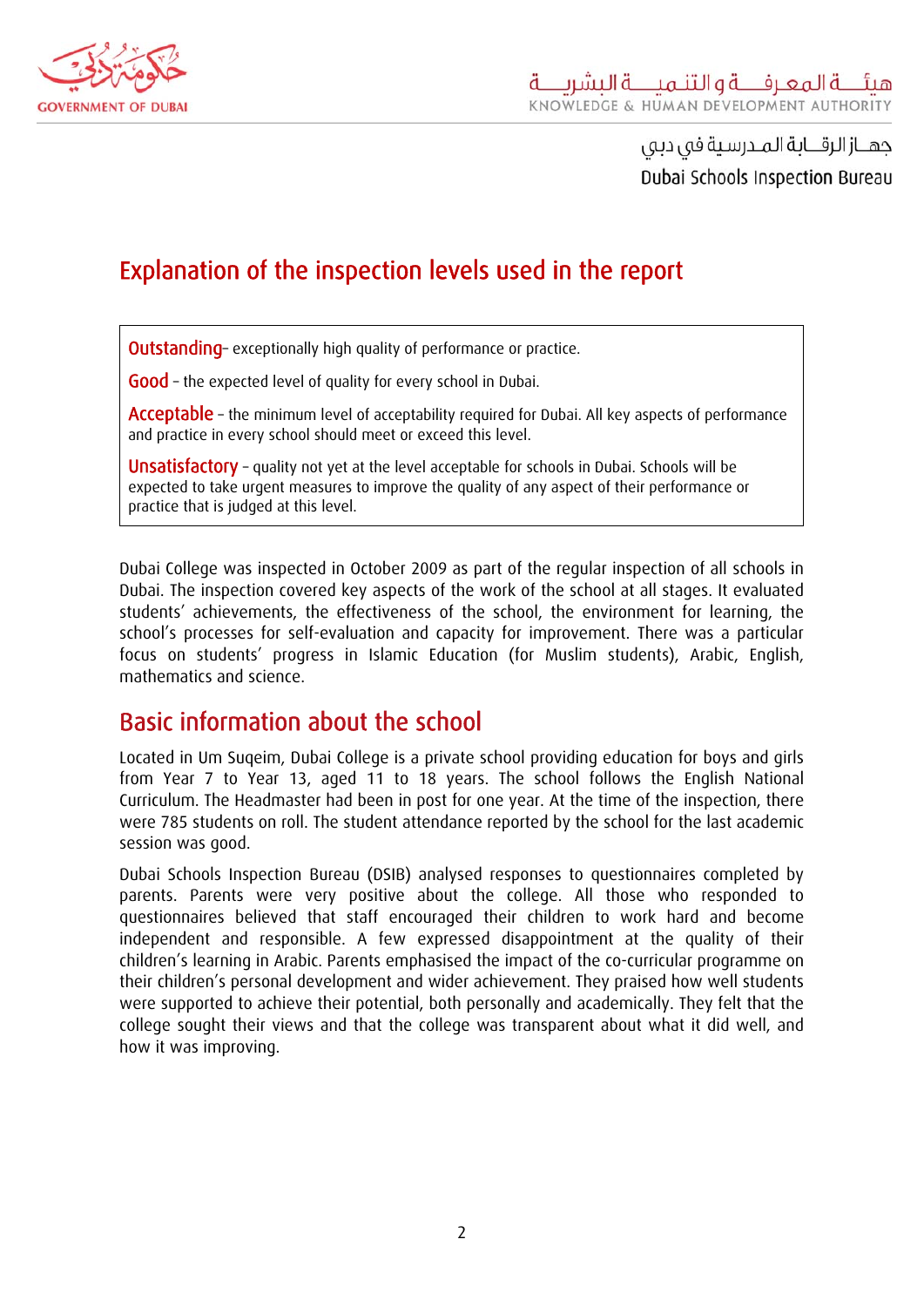## Explanation of the inspection levels used in the report

**Outstanding**– exceptionally high quality of performance or practice.

**Good** – the expected level of quality for every school in Dubai.

**Acceptable** – the minimum level of acceptability required for Dubai. All key aspects of performance and practice in every school should meet or exceed this level.

**Unsatisfactory** – quality not yet at the level acceptable for schools in Dubai. Schools will be expected to take urgent measures to improve the quality of any aspect of their performance or practice that is judged at this level.

Dubai College was inspected in October 2009 as part of the regular inspection of all schools in Dubai. The inspection covered key aspects of the work of the school at all stages. It evaluated students' achievements, the effectiveness of the school, the environment for learning, the school's processes for self-evaluation and capacity for improvement. There was a particular focus on students' progress in Islamic Education (for Muslim students), Arabic, English, mathematics and science.

## Basic information about the school

Located in Um Suqeim, Dubai College is a private school providing education for boys and girls from Year 7 to Year 13, aged 11 to 18 years. The school follows the English National Curriculum. The Headmaster had been in post for one year. At the time of the inspection, there were 785 students on roll. The student attendance reported by the school for the last academic session was good.

Dubai Schools Inspection Bureau (DSIB) analysed responses to questionnaires completed by parents. Parents were very positive about the college. All those who responded to questionnaires believed that staff encouraged their children to work hard and become independent and responsible. A few expressed disappointment at the quality of their children's learning in Arabic. Parents emphasised the impact of the co-curricular programme on their children's personal development and wider achievement. They praised how well students were supported to achieve their potential, both personally and academically. They felt that the college sought their views and that the college was transparent about what it did well, and how it was improving.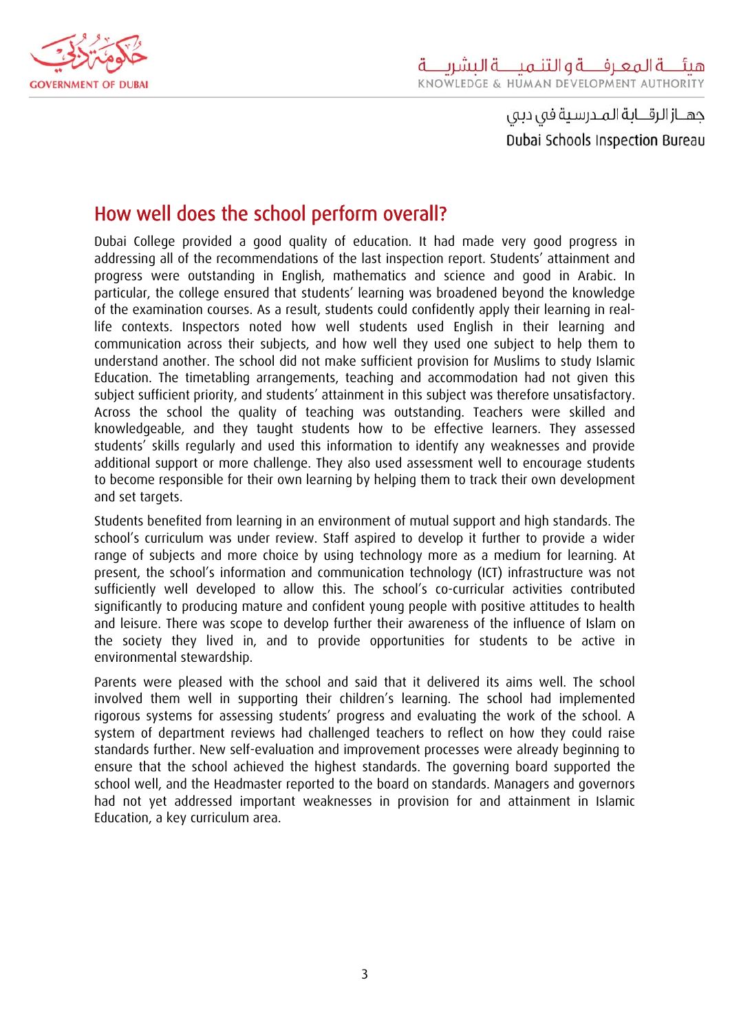## How well does the school perform overall?

Dubai College provided a good quality of education. It had made very good progress in addressing all of the recommendations of the last inspection report. Students' attainment and progress were outstanding in English, mathematics and science and good in Arabic. In particular, the college ensured that students' learning was broadened beyond the knowledge of the examination courses. As a result, students could confidently apply their learning in real-life contexts. Inspectors noted how well students used English in their learning and communication across their subjects, and how well they used one subject to help them to understand another. The school did not make sufficient provision for Muslims to study Islamic Education. The timetabling arrangements, teaching and accommodation had not given this subject sufficient priority, and students' attainment in this subject was therefore unsatisfactory. Across the school the quality of teaching was outstanding. Teachers were skilled and knowledgeable, and they taught students how to be effective learners. They assessed students' skills regularly and used this information to identify any weaknesses and provide additional support or more challenge. They also used assessment well to encourage students to become responsible for their own learning by helping them to track their own development and set targets.

Students benefited from learning in an environment of mutual support and high standards. The school's curriculum was under review. Staff aspired to develop it further to provide a wider range of subjects and more choice by using technology more as a medium for learning. At present, the school's information and communication technology (ICT) infrastructure was not sufficiently well developed to allow this. The school's co-curricular activities contributed significantly to producing mature and confident young people with positive attitudes to health and leisure. There was scope to develop further their awareness of the influence of Islam on the society they lived in, and to provide opportunities for students to be active in environmental stewardship.

Parents were pleased with the school and said that it delivered its aims well. The school involved them well in supporting their children's learning. The school had implemented rigorous systems for assessing students' progress and evaluating the work of the school. A system of department reviews had challenged teachers to reflect on how they could raise standards further. New self-evaluation and improvement processes were already beginning to ensure that the school achieved the highest standards. The governing board supported the school well, and the Headmaster reported to the board on standards. Managers and governors had not yet addressed important weaknesses in provision for and attainment in Islamic Education, a key curriculum area.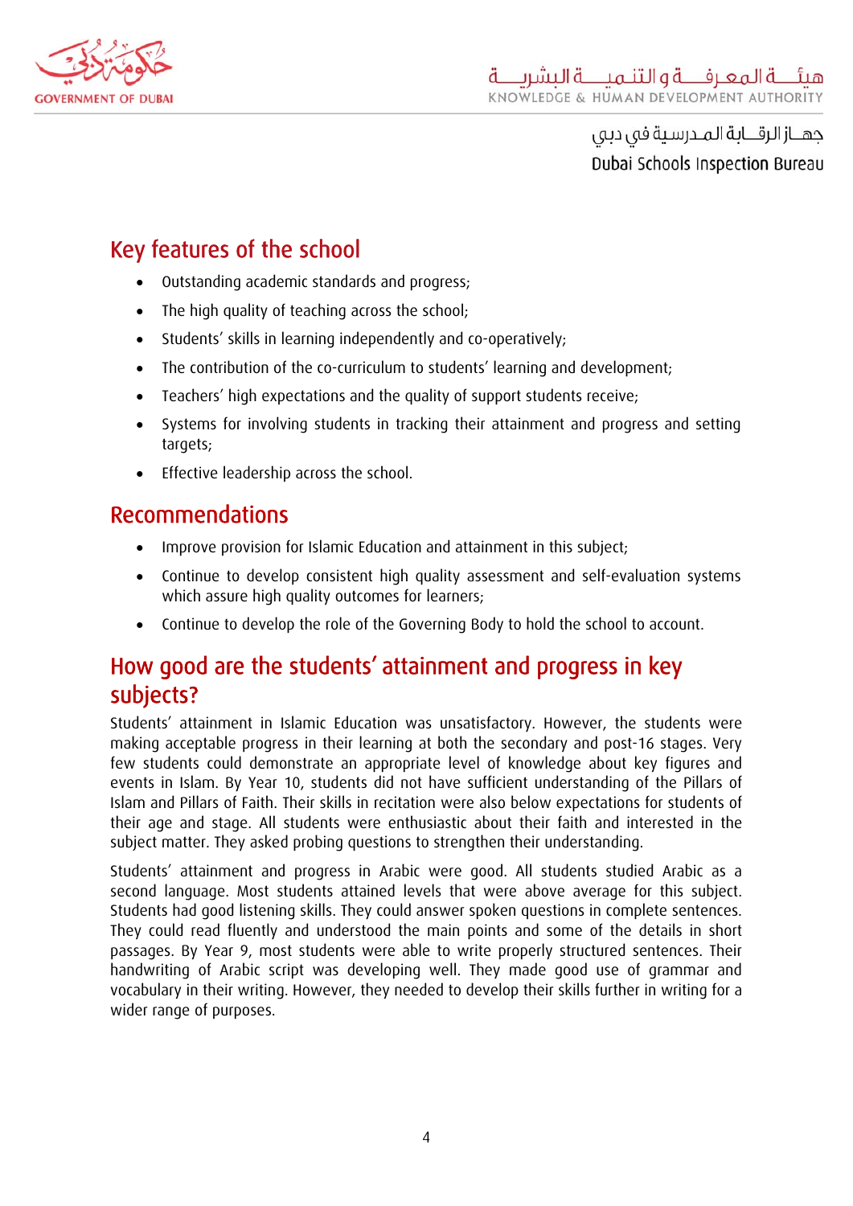## Key features of the school

- Outstanding academic standards and progress;
- The high quality of teaching across the school;
- Students' skills in learning independently and co-operatively;
- The contribution of the co-curriculum to students' learning and development;
- Teachers' high expectations and the quality of support students receive;
- Systems for involving students in tracking their attainment and progress and setting targets;
- Effective leadership across the school.

## Recommendations

- Improve provision for Islamic Education and attainment in this subject;
- Continue to develop consistent high quality assessment and self-evaluation systems which assure high quality outcomes for learners;
- Continue to develop the role of the Governing Body to hold the school to account.

## How good are the students' attainment and progress in key subjects?

Students' attainment in Islamic Education was unsatisfactory. However, the students were making acceptable progress in their learning at both the secondary and post-16 stages. Very few students could demonstrate an appropriate level of knowledge about key figures and events in Islam. By Year 10, students did not have sufficient understanding of the Pillars of Islam and Pillars of Faith. Their skills in recitation were also below expectations for students of their age and stage. All students were enthusiastic about their faith and interested in the subject matter. They asked probing questions to strengthen their understanding.

Students' attainment and progress in Arabic were good. All students studied Arabic as a second language. Most students attained levels that were above average for this subject. Students had good listening skills. They could answer spoken questions in complete sentences. They could read fluently and understood the main points and some of the details in short passages. By Year 9, most students were able to write properly structured sentences. Their handwriting of Arabic script was developing well. They made good use of grammar and vocabulary in their writing. However, they needed to develop their skills further in writing for a wider range of purposes.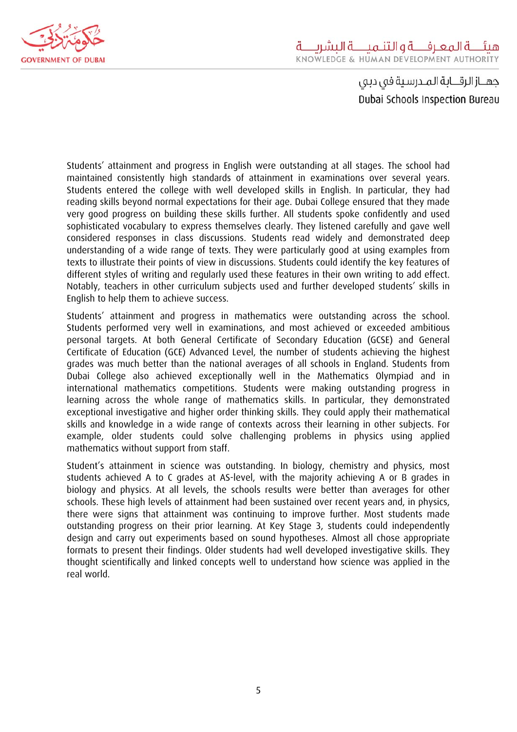Students' attainment and progress in English were outstanding at all stages. The school had maintained consistently high standards of attainment in examinations over several years. Students entered the college with well developed skills in English. In particular, they had reading skills beyond normal expectations for their age. Dubai College ensured that they made very good progress on building these skills further. All students spoke confidently and used sophisticated vocabulary to express themselves clearly. They listened carefully and gave well considered responses in class discussions. Students read widely and demonstrated deep understanding of a wide range of texts. They were particularly good at using examples from texts to illustrate their points of view in discussions. Students could identify the key features of different styles of writing and regularly used these features in their own writing to add effect. Notably, teachers in other curriculum subjects used and further developed students' skills in English to help them to achieve success.

Students' attainment and progress in mathematics were outstanding across the school. Students performed very well in examinations, and most achieved or exceeded ambitious personal targets. At both General Certificate of Secondary Education (GCSE) and General Certificate of Education (GCE) Advanced Level, the number of students achieving the highest grades was much better than the national averages of all schools in England. Students from Dubai College also achieved exceptionally well in the Mathematics Olympiad and in international mathematics competitions. Students were making outstanding progress in learning across the whole range of mathematics skills. In particular, they demonstrated exceptional investigative and higher order thinking skills. They could apply their mathematical skills and knowledge in a wide range of contexts across their learning in other subjects. For example, older students could solve challenging problems in physics using applied mathematics without support from staff.

Student's attainment in science was outstanding. In biology, chemistry and physics, most students achieved A to C grades at AS-level, with the majority achieving A or B grades in biology and physics. At all levels, the schools results were better than averages for other schools. These high levels of attainment had been sustained over recent years and, in physics, there were signs that attainment was continuing to improve further. Most students made outstanding progress on their prior learning. At Key Stage 3, students could independently design and carry out experiments based on sound hypotheses. Almost all chose appropriate formats to present their findings. Older students had well developed investigative skills. They thought scientifically and linked concepts well to understand how science was applied in the real world.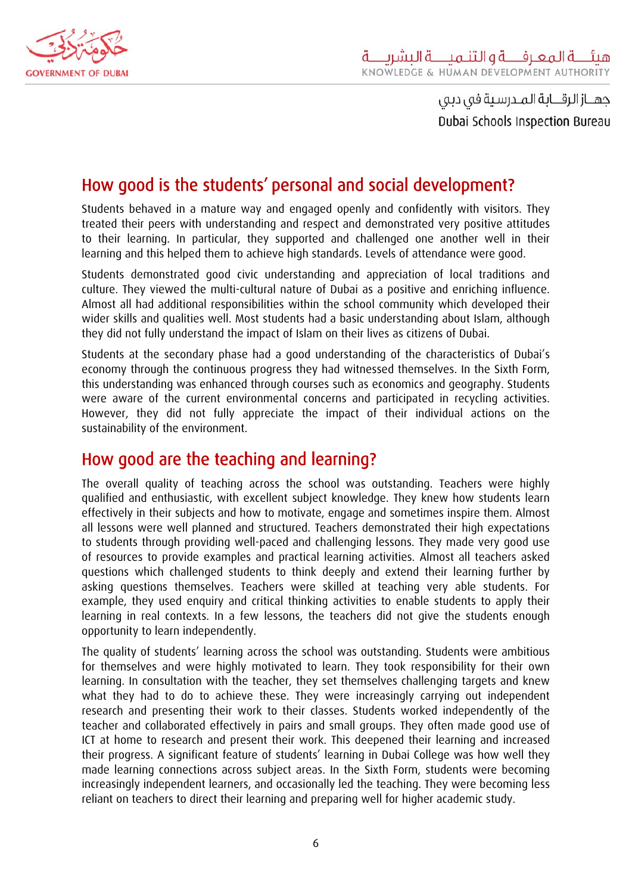## How good is the students' personal and social development?

Students behaved in a mature way and engaged openly and confidently with visitors. They treated their peers with understanding and respect and demonstrated very positive attitudes to their learning. In particular, they supported and challenged one another well in their learning and this helped them to achieve high standards. Levels of attendance were good.

Students demonstrated good civic understanding and appreciation of local traditions and culture. They viewed the multi-cultural nature of Dubai as a positive and enriching influence. Almost all had additional responsibilities within the school community which developed their wider skills and qualities well. Most students had a basic understanding about Islam, although they did not fully understand the impact of Islam on their lives as citizens of Dubai.

Students at the secondary phase had a good understanding of the characteristics of Dubai's economy through the continuous progress they had witnessed themselves. In the Sixth Form, this understanding was enhanced through courses such as economics and geography. Students were aware of the current environmental concerns and participated in recycling activities. However, they did not fully appreciate the impact of their individual actions on the sustainability of the environment.

## How good are the teaching and learning?

The overall quality of teaching across the school was outstanding. Teachers were highly qualified and enthusiastic, with excellent subject knowledge. They knew how students learn effectively in their subjects and how to motivate, engage and sometimes inspire them. Almost all lessons were well planned and structured. Teachers demonstrated their high expectations to students through providing well-paced and challenging lessons. They made very good use of resources to provide examples and practical learning activities. Almost all teachers asked questions which challenged students to think deeply and extend their learning further by asking questions themselves. Teachers were skilled at teaching very able students. For example, they used enquiry and critical thinking activities to enable students to apply their learning in real contexts. In a few lessons, the teachers did not give the students enough opportunity to learn independently.

The quality of students' learning across the school was outstanding. Students were ambitious for themselves and were highly motivated to learn. They took responsibility for their own learning. In consultation with the teacher, they set themselves challenging targets and knew what they had to do to achieve these. They were increasingly carrying out independent research and presenting their work to their classes. Students worked independently of the teacher and collaborated effectively in pairs and small groups. They often made good use of ICT at home to research and present their work. This deepened their learning and increased their progress. A significant feature of students' learning in Dubai College was how well they made learning connections across subject areas. In the Sixth Form, students were becoming increasingly independent learners, and occasionally led the teaching. They were becoming less reliant on teachers to direct their learning and preparing well for higher academic study.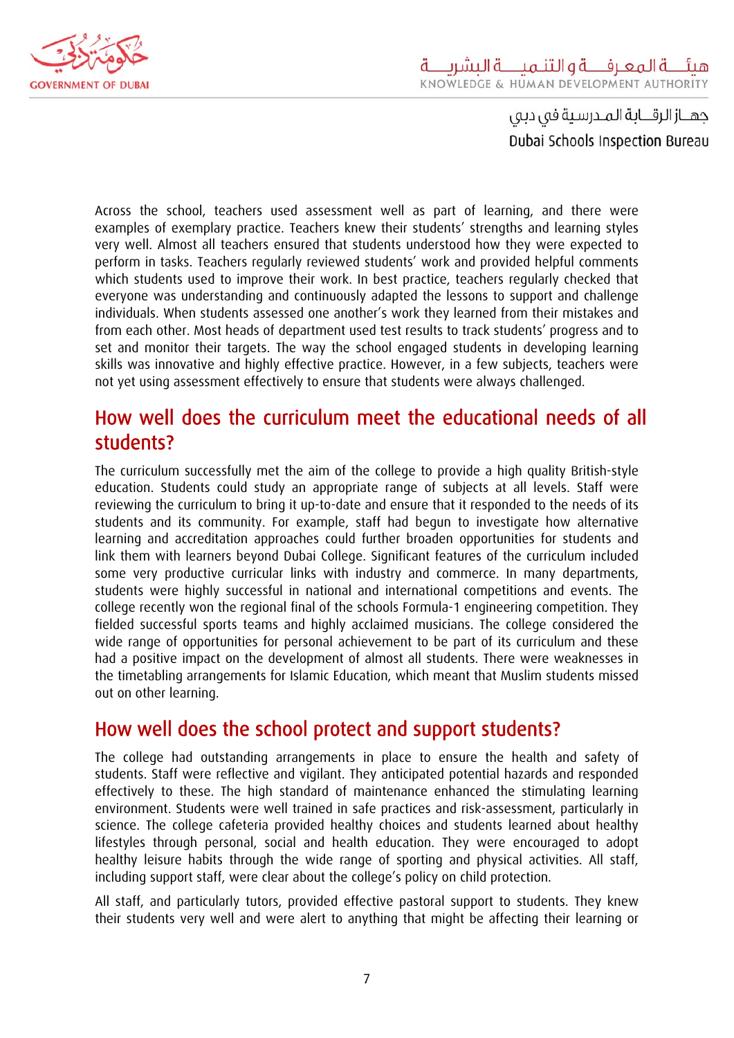Across the school, teachers used assessment well as part of learning, and there were examples of exemplary practice. Teachers knew their students' strengths and learning styles very well. Almost all teachers ensured that students understood how they were expected to perform in tasks. Teachers regularly reviewed students' work and provided helpful comments which students used to improve their work. In best practice, teachers regularly checked that everyone was understanding and continuously adapted the lessons to support and challenge individuals. When students assessed one another's work they learned from their mistakes and from each other. Most heads of department used test results to track students' progress and to set and monitor their targets. The way the school engaged students in developing learning skills was innovative and highly effective practice. However, in a few subjects, teachers were not yet using assessment effectively to ensure that students were always challenged.

## How well does the curriculum meet the educational needs of all students?

The curriculum successfully met the aim of the college to provide a high quality British-style education. Students could study an appropriate range of subjects at all levels. Staff were reviewing the curriculum to bring it up-to-date and ensure that it responded to the needs of its students and its community. For example, staff had begun to investigate how alternative learning and accreditation approaches could further broaden opportunities for students and link them with learners beyond Dubai College. Significant features of the curriculum included some very productive curricular links with industry and commerce. In many departments, students were highly successful in national and international competitions and events. The college recently won the regional final of the schools Formula-1 engineering competition. They fielded successful sports teams and highly acclaimed musicians. The college considered the wide range of opportunities for personal achievement to be part of its curriculum and these had a positive impact on the development of almost all students. There were weaknesses in the timetabling arrangements for Islamic Education, which meant that Muslim students missed out on other learning.

## How well does the school protect and support students?

The college had outstanding arrangements in place to ensure the health and safety of students. Staff were reflective and vigilant. They anticipated potential hazards and responded effectively to these. The high standard of maintenance enhanced the stimulating learning environment. Students were well trained in safe practices and risk-assessment, particularly in science. The college cafeteria provided healthy choices and students learned about healthy lifestyles through personal, social and health education. They were encouraged to adopt healthy leisure habits through the wide range of sporting and physical activities. All staff, including support staff, were clear about the college's policy on child protection.

All staff, and particularly tutors, provided effective pastoral support to students. They knew their students very well and were alert to anything that might be affecting their learning or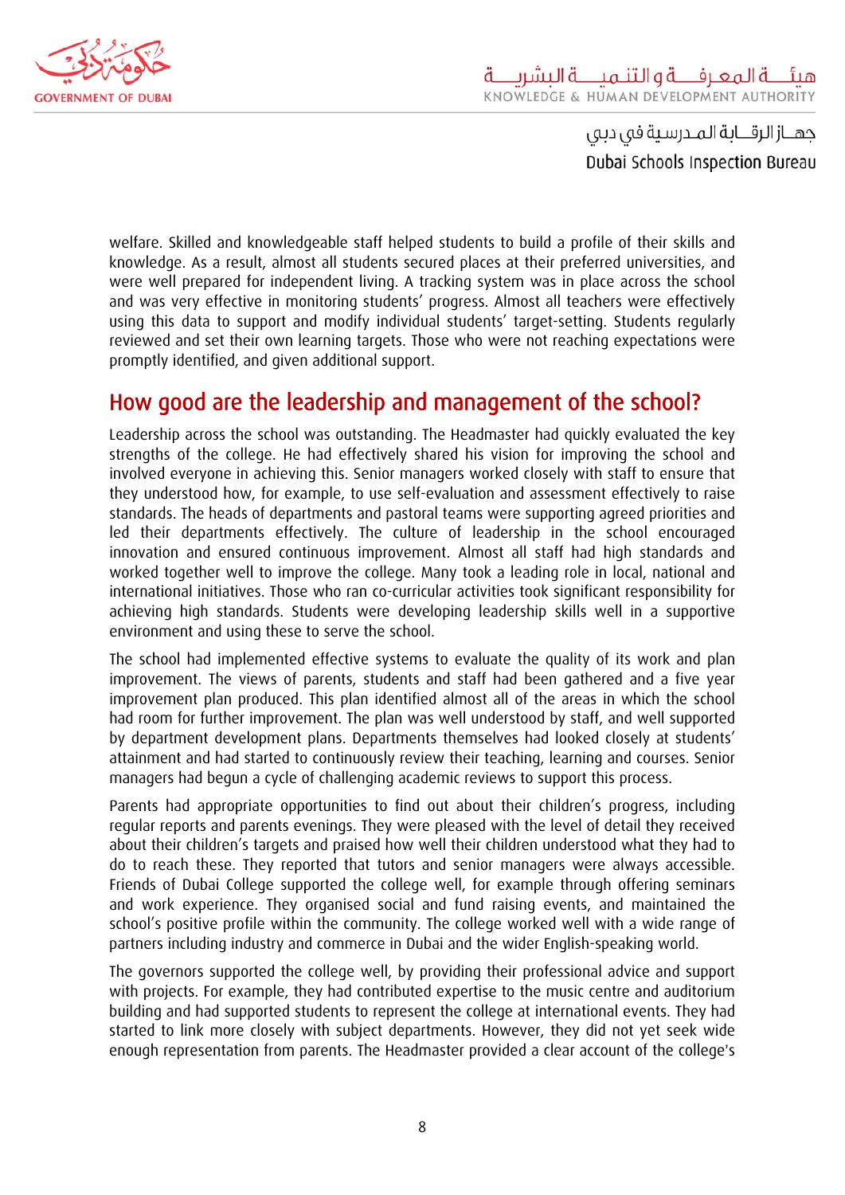welfare. Skilled and knowledgeable staff helped students to build a profile of their skills and knowledge. As a result, almost all students secured places at their preferred universities, and were well prepared for independent living. A tracking system was in place across the school and was very effective in monitoring students' progress. Almost all teachers were effectively using this data to support and modify individual students' target-setting. Students regularly reviewed and set their own learning targets. Those who were not reaching expectations were promptly identified, and given additional support.

## How good are the leadership and management of the school?

Leadership across the school was outstanding. The Headmaster had quickly evaluated the key strengths of the college. He had effectively shared his vision for improving the school and involved everyone in achieving this. Senior managers worked closely with staff to ensure that they understood how, for example, to use self-evaluation and assessment effectively to raise standards. The heads of departments and pastoral teams were supporting agreed priorities and led their departments effectively. The culture of leadership in the school encouraged innovation and ensured continuous improvement. Almost all staff had high standards and worked together well to improve the college. Many took a leading role in local, national and international initiatives. Those who ran co-curricular activities took significant responsibility for achieving high standards. Students were developing leadership skills well in a supportive environment and using these to serve the school.

The school had implemented effective systems to evaluate the quality of its work and plan improvement. The views of parents, students and staff had been gathered and a five year improvement plan produced. This plan identified almost all of the areas in which the school had room for further improvement. The plan was well understood by staff, and well supported by department development plans. Departments themselves had looked closely at students' attainment and had started to continuously review their teaching, learning and courses. Senior managers had begun a cycle of challenging academic reviews to support this process.

Parents had appropriate opportunities to find out about their children's progress, including regular reports and parents evenings. They were pleased with the level of detail they received about their children's targets and praised how well their children understood what they had to do to reach these. They reported that tutors and senior managers were always accessible. Friends of Dubai College supported the college well, for example through offering seminars and work experience. They organised social and fund raising events, and maintained the school's positive profile within the community. The college worked well with a wide range of partners including industry and commerce in Dubai and the wider English-speaking world.

The governors supported the college well, by providing their professional advice and support with projects. For example, they had contributed expertise to the music centre and auditorium building and had supported students to represent the college at international events. They had started to link more closely with subject departments. However, they did not yet seek wide enough representation from parents. The Headmaster provided a clear account of the college's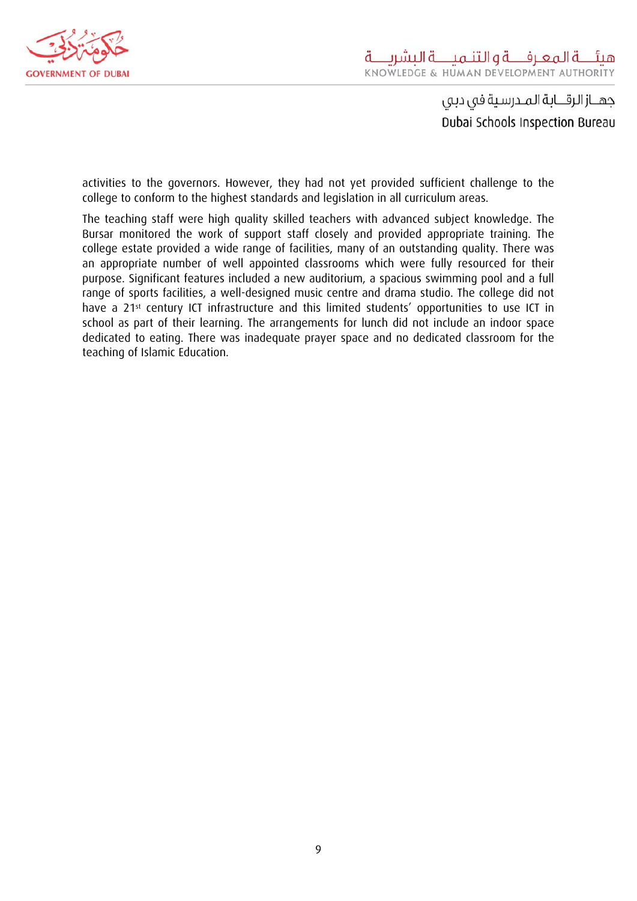activities to the governors. However, they had not yet provided sufficient challenge to the college to conform to the highest standards and legislation in all curriculum areas.

The teaching staff were high quality skilled teachers with advanced subject knowledge. The Bursar monitored the work of support staff closely and provided appropriate training. The college estate provided a wide range of facilities, many of an outstanding quality. There was an appropriate number of well appointed classrooms which were fully resourced for their purpose. Significant features included a new auditorium, a spacious swimming pool and a full range of sports facilities, a well-designed music centre and drama studio. The college did not have a 21st century ICT infrastructure and this limited students' opportunities to use ICT in school as part of their learning. The arrangements for lunch did not include an indoor space dedicated to eating. There was inadequate prayer space and no dedicated classroom for the teaching of Islamic Education.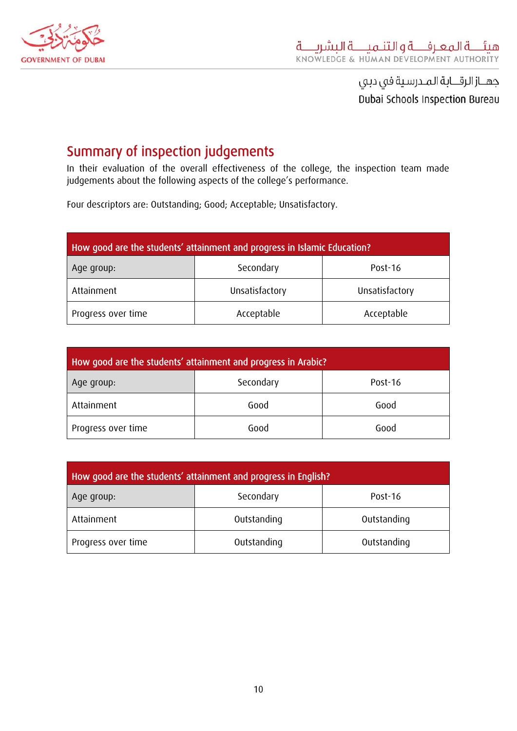## Summary of inspection judgements

In their evaluation of the overall effectiveness of the college, the inspection team made judgements about the following aspects of the college's performance.

Four descriptors are: Outstanding; Good; Acceptable; Unsatisfactory.

| How good are the students' attainment and progress in Islamic Education? | | |
|---|---|---|
| Age group: | Secondary | Post-16 |
| Attainment | Unsatisfactory | Unsatisfactory |
| Progress over time | Acceptable | Acceptable |

| How good are the students' attainment and progress in Arabic? | | |
|---|---|---|
| Age group: | Secondary | Post-16 |
| Attainment | Good | Good |
| Progress over time | Good | Good |

| How good are the students' attainment and progress in English? | | |
|---|---|---|
| Age group: | Secondary | Post-16 |
| Attainment | Outstanding | Outstanding |
| Progress over time | Outstanding | Outstanding |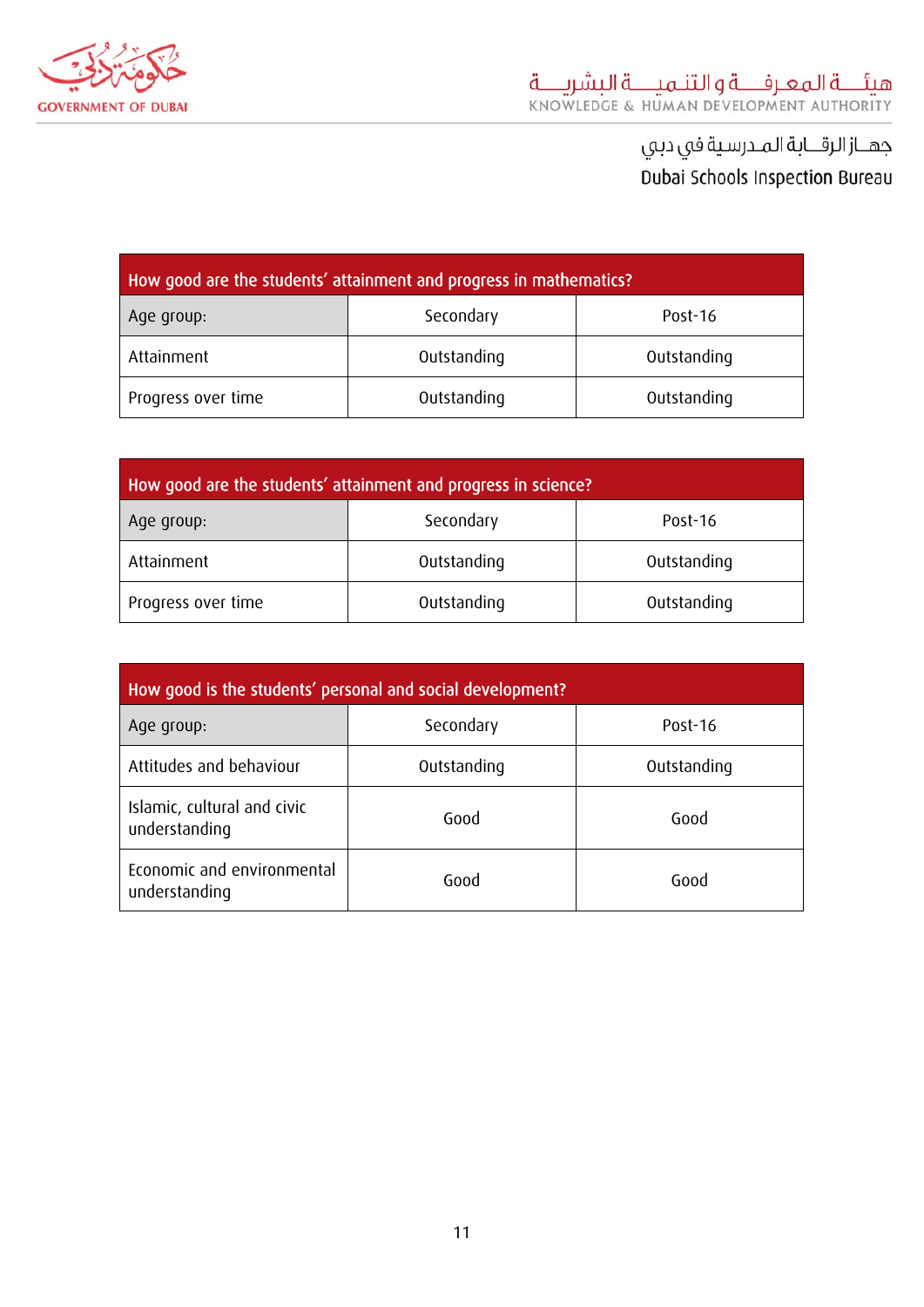| How good are the students' attainment and progress in mathematics? | | |
|---|---|---|
| Age group: | Secondary | Post-16 |
| Attainment | Outstanding | Outstanding |
| Progress over time | Outstanding | Outstanding |

| How good are the students' attainment and progress in science? | | |
|---|---|---|
| Age group: | Secondary | Post-16 |
| Attainment | Outstanding | Outstanding |
| Progress over time | Outstanding | Outstanding |

| How good is the students' personal and social development? | | |
|---|---|---|
| Age group: | Secondary | Post-16 |
| Attitudes and behaviour | Outstanding | Outstanding |
| Islamic, cultural and civic understanding | Good | Good |
| Economic and environmental understanding | Good | Good |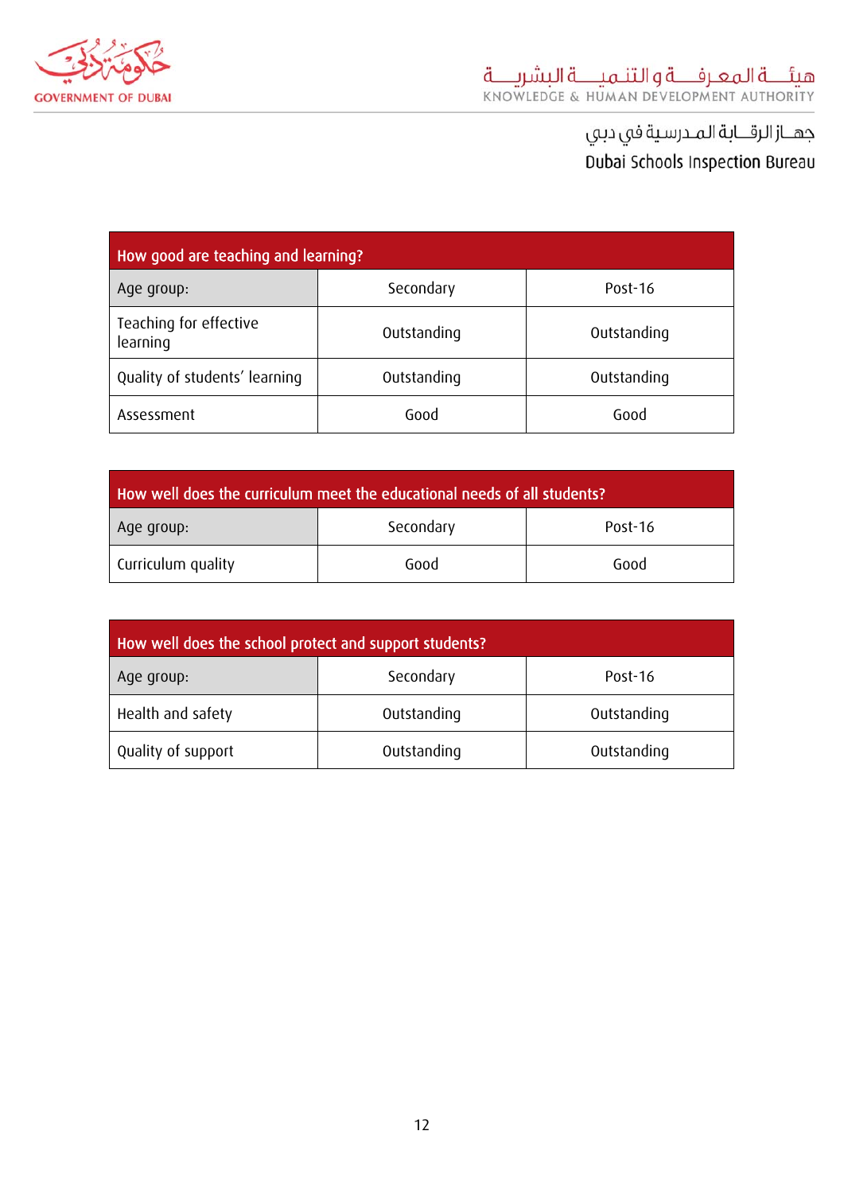| How good are teaching and learning? | | |
|---|---|---|
| Age group: | Secondary | Post-16 |
| Teaching for effective learning | Outstanding | Outstanding |
| Quality of students' learning | Outstanding | Outstanding |
| Assessment | Good | Good |

| How well does the curriculum meet the educational needs of all students? | | |
|---|---|---|
| Age group: | Secondary | Post-16 |
| Curriculum quality | Good | Good |

| How well does the school protect and support students? | | |
|---|---|---|
| Age group: | Secondary | Post-16 |
| Health and safety | Outstanding | Outstanding |
| Quality of support | Outstanding | Outstanding |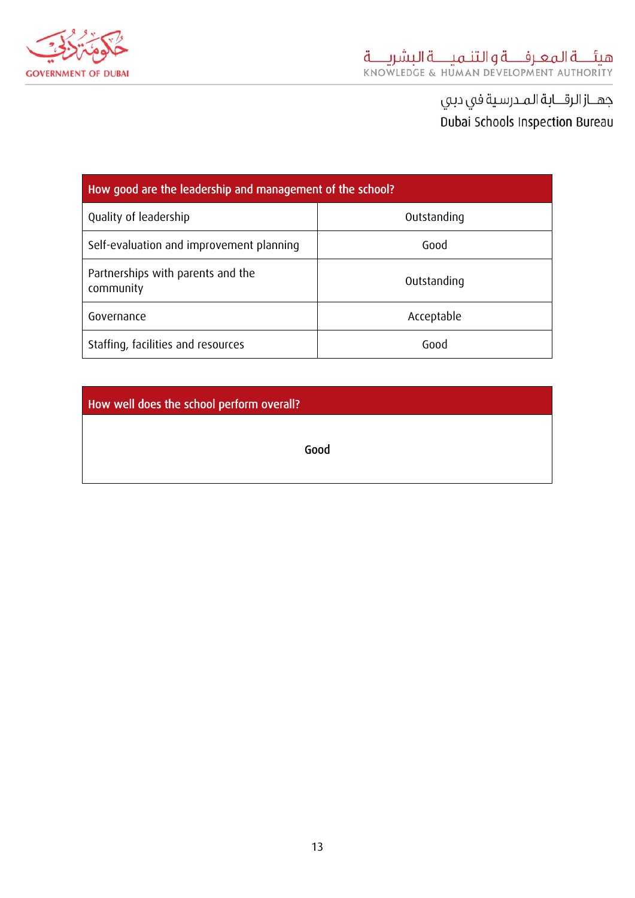| How good are the leadership and management of the school? | |
|---|---|
| Quality of leadership | Outstanding |
| Self-evaluation and improvement planning | Good |
| Partnerships with parents and the community | Outstanding |
| Governance | Acceptable |
| Staffing, facilities and resources | Good |

| How well does the school perform overall? |
|---|
| Good |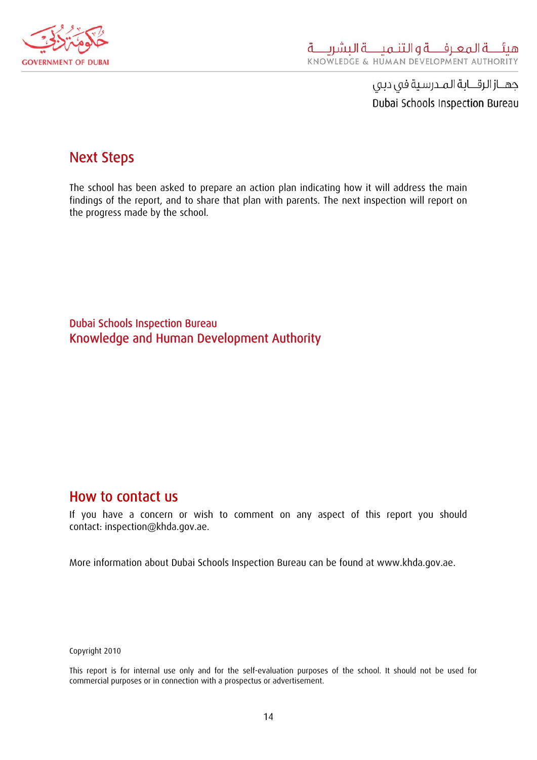## Next Steps

The school has been asked to prepare an action plan indicating how it will address the main findings of the report, and to share that plan with parents. The next inspection will report on the progress made by the school.

Dubai Schools Inspection Bureau

Knowledge and Human Development Authority

## How to contact us

If you have a concern or wish to comment on any aspect of this report you should contact: inspection@khda.gov.ae.

More information about Dubai Schools Inspection Bureau can be found at www.khda.gov.ae.

Copyright 2010

This report is for internal use only and for the self-evaluation purposes of the school. It should not be used for commercial purposes or in connection with a prospectus or advertisement.